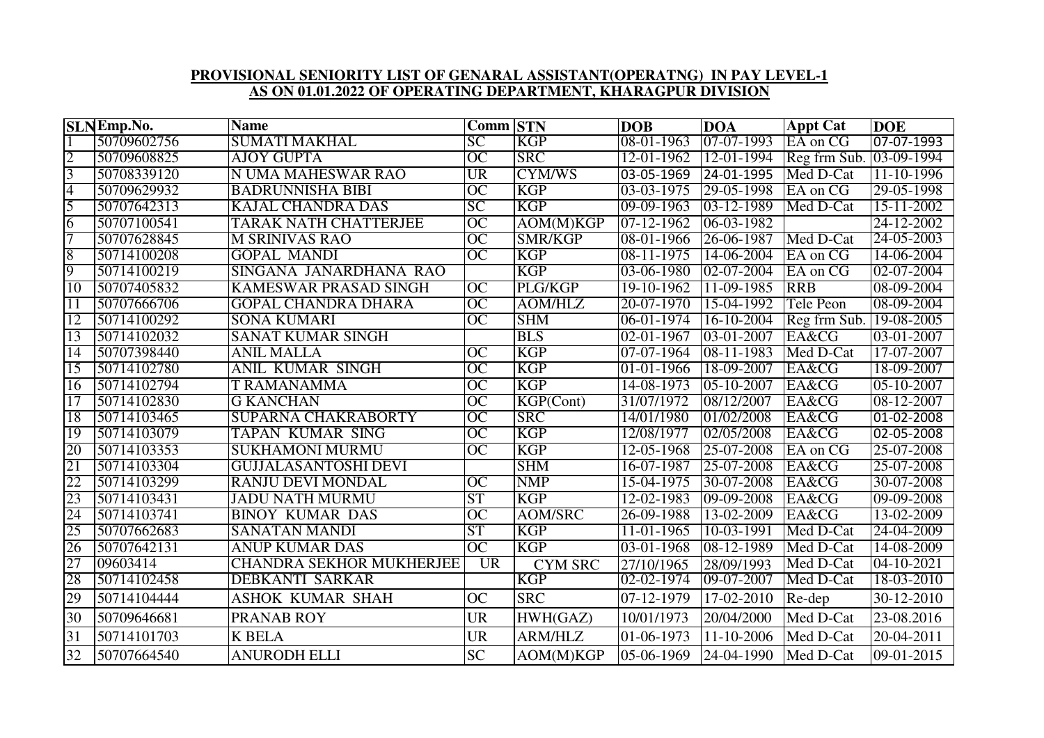**PROVISIONAL SENIORITY LIST OF GENARAL ASSISTANT(OPERATNG) IN PAY LEVEL-1**
**AS ON 01.01.2022 OF OPERATING DEPARTMENT, KHARAGPUR DIVISION**

| SLN | Emp.No. | Name | Comm | STN | DOB | DOA | Appt Cat | DOE |
|---|---|---|---|---|---|---|---|---|
| 1 | 50709602756 | SUMATI MAKHAL | SC | KGP | 08-01-1963 | 07-07-1993 | EA on CG | 07-07-1993 |
| 2 | 50709608825 | AJOY GUPTA | OC | SRC | 12-01-1962 | 12-01-1994 | Reg frm Sub. | 03-09-1994 |
| 3 | 50708339120 | N UMA MAHESWAR RAO | UR | CYM/WS | 03-05-1969 | 24-01-1995 | Med D-Cat | 11-10-1996 |
| 4 | 50709629932 | BADRUNNISHA BIBI | OC | KGP | 03-03-1975 | 29-05-1998 | EA on CG | 29-05-1998 |
| 5 | 50707642313 | KAJAL CHANDRA DAS | SC | KGP | 09-09-1963 | 03-12-1989 | Med D-Cat | 15-11-2002 |
| 6 | 50707100541 | TARAK NATH CHATTERJEE | OC | AOM(M)KGP | 07-12-1962 | 06-03-1982 | | 24-12-2002 |
| 7 | 50707628845 | M SRINIVAS RAO | OC | SMR/KGP | 08-01-1966 | 26-06-1987 | Med D-Cat | 24-05-2003 |
| 8 | 50714100208 | GOPAL MANDI | OC | KGP | 08-11-1975 | 14-06-2004 | EA on CG | 14-06-2004 |
| 9 | 50714100219 | SINGANA JANARDHANA RAO | | KGP | 03-06-1980 | 02-07-2004 | EA on CG | 02-07-2004 |
| 10 | 50707405832 | KAMESWAR PRASAD SINGH | OC | PLG/KGP | 19-10-1962 | 11-09-1985 | RRB | 08-09-2004 |
| 11 | 50707666706 | GOPAL CHANDRA DHARA | OC | AOM/HLZ | 20-07-1970 | 15-04-1992 | Tele Peon | 08-09-2004 |
| 12 | 50714100292 | SONA KUMARI | OC | SHM | 06-01-1974 | 16-10-2004 | Reg frm Sub. | 19-08-2005 |
| 13 | 50714102032 | SANAT KUMAR SINGH | | BLS | 02-01-1967 | 03-01-2007 | EA&CG | 03-01-2007 |
| 14 | 50707398440 | ANIL MALLA | OC | KGP | 07-07-1964 | 08-11-1983 | Med D-Cat | 17-07-2007 |
| 15 | 50714102780 | ANIL KUMAR SINGH | OC | KGP | 01-01-1966 | 18-09-2007 | EA&CG | 18-09-2007 |
| 16 | 50714102794 | T RAMANAMMA | OC | KGP | 14-08-1973 | 05-10-2007 | EA&CG | 05-10-2007 |
| 17 | 50714102830 | G KANCHAN | OC | KGP(Cont) | 31/07/1972 | 08/12/2007 | EA&CG | 08-12-2007 |
| 18 | 50714103465 | SUPARNA CHAKRABORTY | OC | SRC | 14/01/1980 | 01/02/2008 | EA&CG | 01-02-2008 |
| 19 | 50714103079 | TAPAN KUMAR SING | OC | KGP | 12/08/1977 | 02/05/2008 | EA&CG | 02-05-2008 |
| 20 | 50714103353 | SUKHAMONI MURMU | OC | KGP | 12-05-1968 | 25-07-2008 | EA on CG | 25-07-2008 |
| 21 | 50714103304 | GUJJALASANTOSHI DEVI | | SHM | 16-07-1987 | 25-07-2008 | EA&CG | 25-07-2008 |
| 22 | 50714103299 | RANJU DEVI MONDAL | OC | NMP | 15-04-1975 | 30-07-2008 | EA&CG | 30-07-2008 |
| 23 | 50714103431 | JADU NATH MURMU | ST | KGP | 12-02-1983 | 09-09-2008 | EA&CG | 09-09-2008 |
| 24 | 50714103741 | BINOY KUMAR DAS | OC | AOM/SRC | 26-09-1988 | 13-02-2009 | EA&CG | 13-02-2009 |
| 25 | 50707662683 | SANATAN MANDI | ST | KGP | 11-01-1965 | 10-03-1991 | Med D-Cat | 24-04-2009 |
| 26 | 50707642131 | ANUP KUMAR DAS | OC | KGP | 03-01-1968 | 08-12-1989 | Med D-Cat | 14-08-2009 |
| 27 | 09603414 | CHANDRA SEKHOR MUKHERJEE | UR | CYM SRC | 27/10/1965 | 28/09/1993 | Med D-Cat | 04-10-2021 |
| 28 | 50714102458 | DEBKANTI SARKAR | | KGP | 02-02-1974 | 09-07-2007 | Med D-Cat | 18-03-2010 |
| 29 | 50714104444 | ASHOK KUMAR SHAH | OC | SRC | 07-12-1979 | 17-02-2010 | Re-dep | 30-12-2010 |
| 30 | 50709646681 | PRANAB ROY | UR | HWH(GAZ) | 10/01/1973 | 20/04/2000 | Med D-Cat | 23-08.2016 |
| 31 | 50714101703 | K BELA | UR | ARM/HLZ | 01-06-1973 | 11-10-2006 | Med D-Cat | 20-04-2011 |
| 32 | 50707664540 | ANURODH ELLI | SC | AOM(M)KGP | 05-06-1969 | 24-04-1990 | Med D-Cat | 09-01-2015 |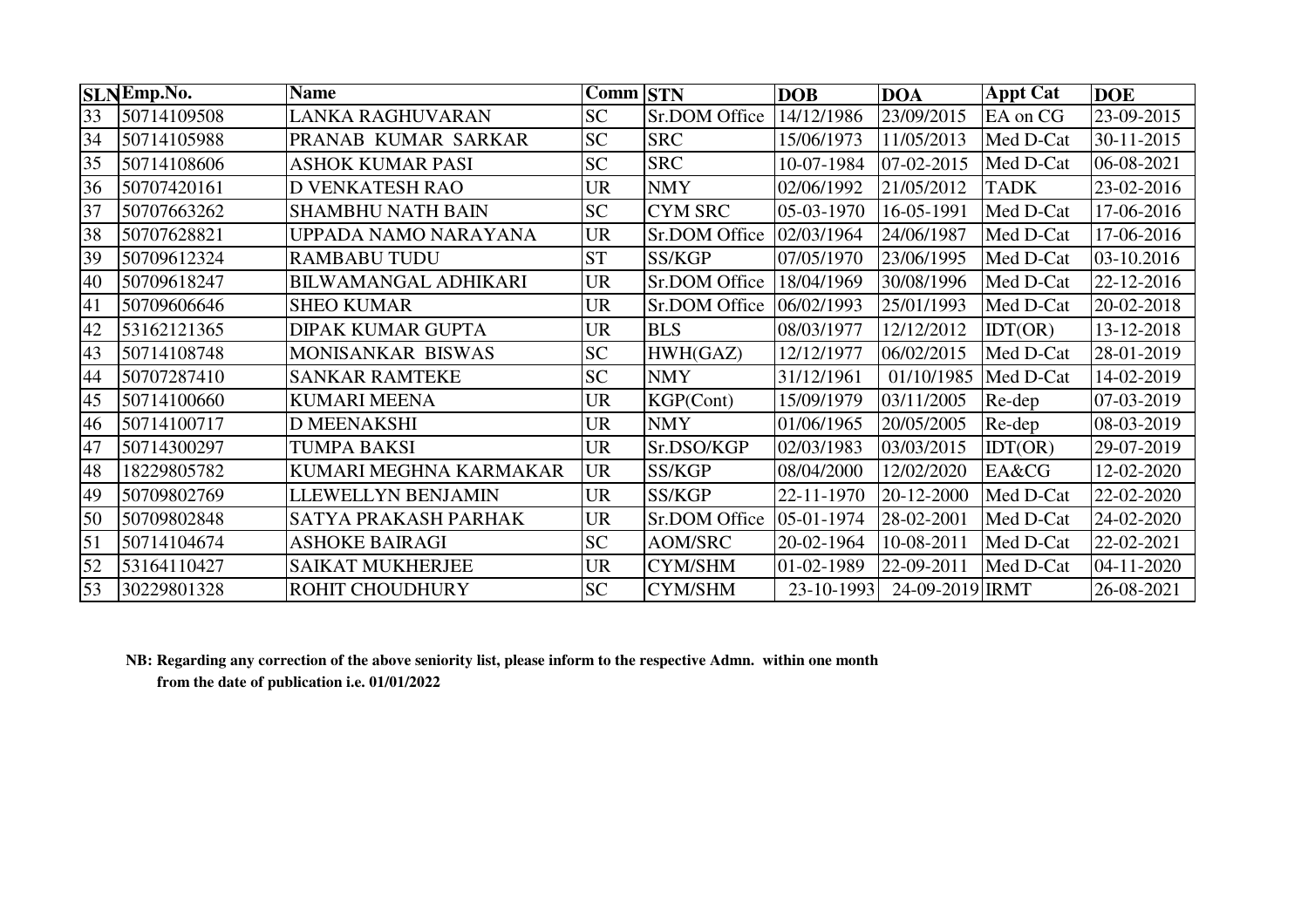| SLN | Emp.No. | Name | Comm | STN | DOB | DOA | Appt Cat | DOE |
|---|---|---|---|---|---|---|---|---|
| 33 | 50714109508 | LANKA RAGHUVARAN | SC | Sr.DOM Office | 14/12/1986 | 23/09/2015 | EA on CG | 23-09-2015 |
| 34 | 50714105988 | PRANAB KUMAR SARKAR | SC | SRC | 15/06/1973 | 11/05/2013 | Med D-Cat | 30-11-2015 |
| 35 | 50714108606 | ASHOK KUMAR PASI | SC | SRC | 10-07-1984 | 07-02-2015 | Med D-Cat | 06-08-2021 |
| 36 | 50707420161 | D VENKATESH RAO | UR | NMY | 02/06/1992 | 21/05/2012 | TADK | 23-02-2016 |
| 37 | 50707663262 | SHAMBHU NATH BAIN | SC | CYM SRC | 05-03-1970 | 16-05-1991 | Med D-Cat | 17-06-2016 |
| 38 | 50707628821 | UPPADA NAMO NARAYANA | UR | Sr.DOM Office | 02/03/1964 | 24/06/1987 | Med D-Cat | 17-06-2016 |
| 39 | 50709612324 | RAMBABU TUDU | ST | SS/KGP | 07/05/1970 | 23/06/1995 | Med D-Cat | 03-10.2016 |
| 40 | 50709618247 | BILWAMANGAL ADHIKARI | UR | Sr.DOM Office | 18/04/1969 | 30/08/1996 | Med D-Cat | 22-12-2016 |
| 41 | 50709606646 | SHEO KUMAR | UR | Sr.DOM Office | 06/02/1993 | 25/01/1993 | Med D-Cat | 20-02-2018 |
| 42 | 53162121365 | DIPAK KUMAR GUPTA | UR | BLS | 08/03/1977 | 12/12/2012 | IDT(OR) | 13-12-2018 |
| 43 | 50714108748 | MONISANKAR BISWAS | SC | HWH(GAZ) | 12/12/1977 | 06/02/2015 | Med D-Cat | 28-01-2019 |
| 44 | 50707287410 | SANKAR RAMTEKE | SC | NMY | 31/12/1961 | 01/10/1985 | Med D-Cat | 14-02-2019 |
| 45 | 50714100660 | KUMARI MEENA | UR | KGP(Cont) | 15/09/1979 | 03/11/2005 | Re-dep | 07-03-2019 |
| 46 | 50714100717 | D MEENAKSHI | UR | NMY | 01/06/1965 | 20/05/2005 | Re-dep | 08-03-2019 |
| 47 | 50714300297 | TUMPA BAKSI | UR | Sr.DSO/KGP | 02/03/1983 | 03/03/2015 | IDT(OR) | 29-07-2019 |
| 48 | 18229805782 | KUMARI MEGHNA KARMAKAR | UR | SS/KGP | 08/04/2000 | 12/02/2020 | EA&CG | 12-02-2020 |
| 49 | 50709802769 | LLEWELLYN BENJAMIN | UR | SS/KGP | 22-11-1970 | 20-12-2000 | Med D-Cat | 22-02-2020 |
| 50 | 50709802848 | SATYA PRAKASH PARHAK | UR | Sr.DOM Office | 05-01-1974 | 28-02-2001 | Med D-Cat | 24-02-2020 |
| 51 | 50714104674 | ASHOKE BAIRAGI | SC | AOM/SRC | 20-02-1964 | 10-08-2011 | Med D-Cat | 22-02-2021 |
| 52 | 53164110427 | SAIKAT MUKHERJEE | UR | CYM/SHM | 01-02-1989 | 22-09-2011 | Med D-Cat | 04-11-2020 |
| 53 | 30229801328 | ROHIT CHOUDHURY | SC | CYM/SHM | 23-10-1993 | 24-09-2019 | IRMT | 26-08-2021 |

**NB: Regarding any correction of the above seniority list, please inform to the respective Admn. within one month from the date of publication i.e. 01/01/2022**